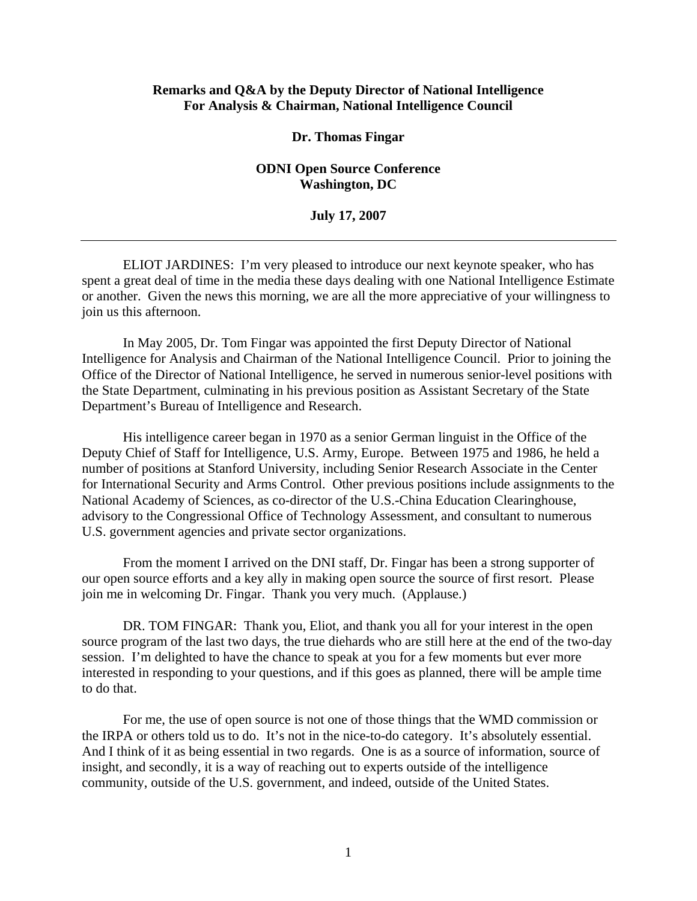**Remarks and Q&A by the Deputy Director of National Intelligence For Analysis & Chairman, National Intelligence Council**

**Dr. Thomas Fingar**

**ODNI Open Source Conference**
**Washington, DC**

**July 17, 2007**

---

ELIOT JARDINES: I'm very pleased to introduce our next keynote speaker, who has spent a great deal of time in the media these days dealing with one National Intelligence Estimate or another. Given the news this morning, we are all the more appreciative of your willingness to join us this afternoon.

In May 2005, Dr. Tom Fingar was appointed the first Deputy Director of National Intelligence for Analysis and Chairman of the National Intelligence Council. Prior to joining the Office of the Director of National Intelligence, he served in numerous senior-level positions with the State Department, culminating in his previous position as Assistant Secretary of the State Department's Bureau of Intelligence and Research.

His intelligence career began in 1970 as a senior German linguist in the Office of the Deputy Chief of Staff for Intelligence, U.S. Army, Europe. Between 1975 and 1986, he held a number of positions at Stanford University, including Senior Research Associate in the Center for International Security and Arms Control. Other previous positions include assignments to the National Academy of Sciences, as co-director of the U.S.-China Education Clearinghouse, advisory to the Congressional Office of Technology Assessment, and consultant to numerous U.S. government agencies and private sector organizations.

From the moment I arrived on the DNI staff, Dr. Fingar has been a strong supporter of our open source efforts and a key ally in making open source the source of first resort. Please join me in welcoming Dr. Fingar. Thank you very much. (Applause.)

DR. TOM FINGAR: Thank you, Eliot, and thank you all for your interest in the open source program of the last two days, the true diehards who are still here at the end of the two-day session. I'm delighted to have the chance to speak at you for a few moments but ever more interested in responding to your questions, and if this goes as planned, there will be ample time to do that.

For me, the use of open source is not one of those things that the WMD commission or the IRPA or others told us to do. It's not in the nice-to-do category. It's absolutely essential. And I think of it as being essential in two regards. One is as a source of information, source of insight, and secondly, it is a way of reaching out to experts outside of the intelligence community, outside of the U.S. government, and indeed, outside of the United States.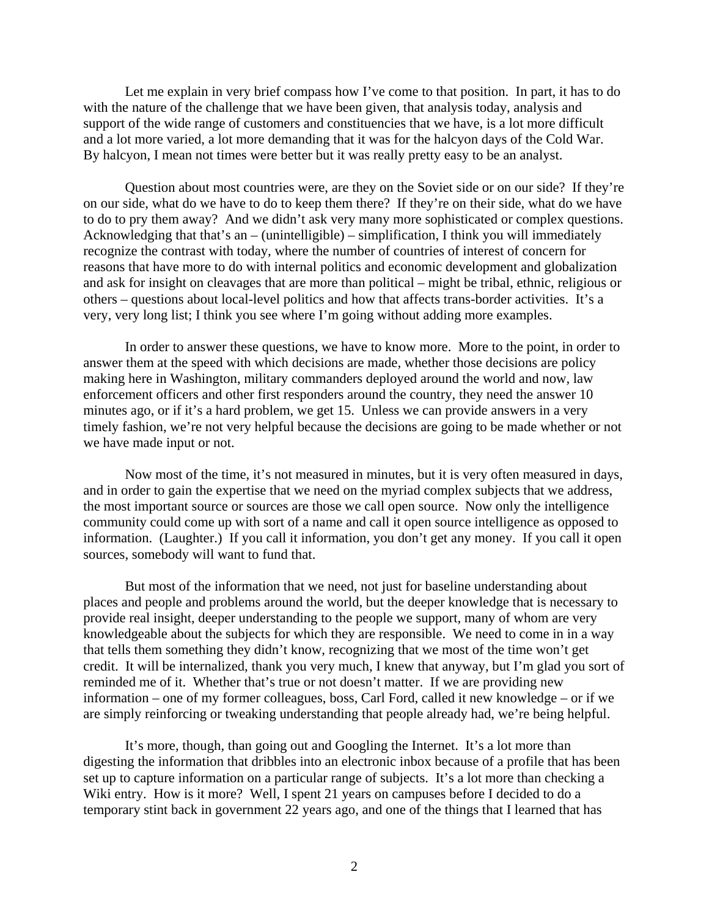Let me explain in very brief compass how I've come to that position. In part, it has to do with the nature of the challenge that we have been given, that analysis today, analysis and support of the wide range of customers and constituencies that we have, is a lot more difficult and a lot more varied, a lot more demanding that it was for the halcyon days of the Cold War. By halcyon, I mean not times were better but it was really pretty easy to be an analyst.

Question about most countries were, are they on the Soviet side or on our side? If they're on our side, what do we have to do to keep them there? If they're on their side, what do we have to do to pry them away? And we didn't ask very many more sophisticated or complex questions. Acknowledging that that's an – (unintelligible) – simplification, I think you will immediately recognize the contrast with today, where the number of countries of interest of concern for reasons that have more to do with internal politics and economic development and globalization and ask for insight on cleavages that are more than political – might be tribal, ethnic, religious or others – questions about local-level politics and how that affects trans-border activities. It's a very, very long list; I think you see where I'm going without adding more examples.

In order to answer these questions, we have to know more. More to the point, in order to answer them at the speed with which decisions are made, whether those decisions are policy making here in Washington, military commanders deployed around the world and now, law enforcement officers and other first responders around the country, they need the answer 10 minutes ago, or if it's a hard problem, we get 15. Unless we can provide answers in a very timely fashion, we're not very helpful because the decisions are going to be made whether or not we have made input or not.

Now most of the time, it's not measured in minutes, but it is very often measured in days, and in order to gain the expertise that we need on the myriad complex subjects that we address, the most important source or sources are those we call open source. Now only the intelligence community could come up with sort of a name and call it open source intelligence as opposed to information. (Laughter.) If you call it information, you don't get any money. If you call it open sources, somebody will want to fund that.

But most of the information that we need, not just for baseline understanding about places and people and problems around the world, but the deeper knowledge that is necessary to provide real insight, deeper understanding to the people we support, many of whom are very knowledgeable about the subjects for which they are responsible. We need to come in in a way that tells them something they didn't know, recognizing that we most of the time won't get credit. It will be internalized, thank you very much, I knew that anyway, but I'm glad you sort of reminded me of it. Whether that's true or not doesn't matter. If we are providing new information – one of my former colleagues, boss, Carl Ford, called it new knowledge – or if we are simply reinforcing or tweaking understanding that people already had, we're being helpful.

It's more, though, than going out and Googling the Internet. It's a lot more than digesting the information that dribbles into an electronic inbox because of a profile that has been set up to capture information on a particular range of subjects. It's a lot more than checking a Wiki entry. How is it more? Well, I spent 21 years on campuses before I decided to do a temporary stint back in government 22 years ago, and one of the things that I learned that has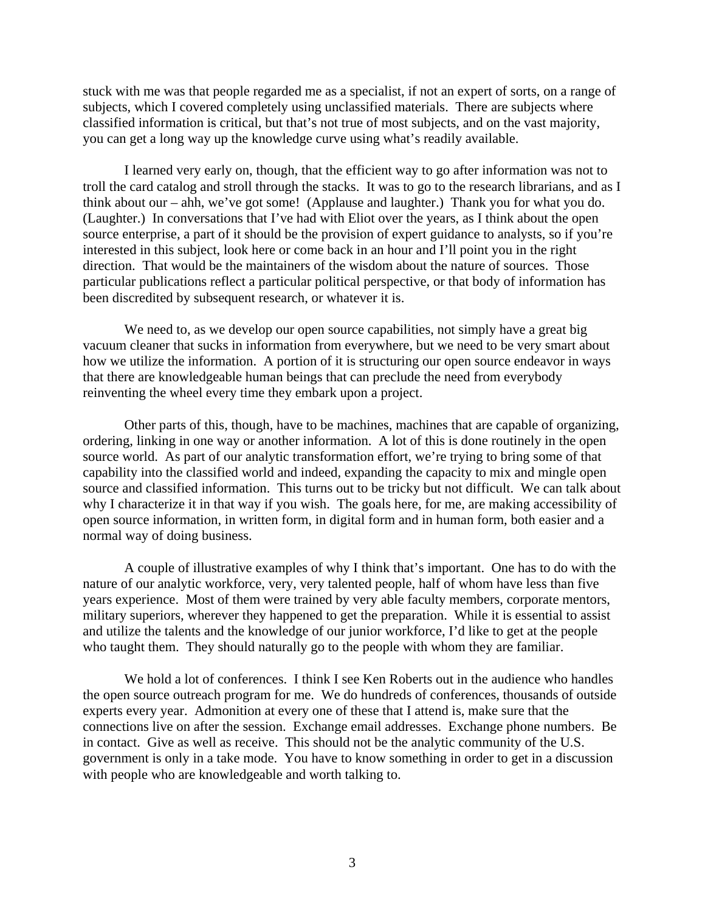stuck with me was that people regarded me as a specialist, if not an expert of sorts, on a range of subjects, which I covered completely using unclassified materials. There are subjects where classified information is critical, but that's not true of most subjects, and on the vast majority, you can get a long way up the knowledge curve using what's readily available.

I learned very early on, though, that the efficient way to go after information was not to troll the card catalog and stroll through the stacks. It was to go to the research librarians, and as I think about our – ahh, we've got some! (Applause and laughter.) Thank you for what you do. (Laughter.) In conversations that I've had with Eliot over the years, as I think about the open source enterprise, a part of it should be the provision of expert guidance to analysts, so if you're interested in this subject, look here or come back in an hour and I'll point you in the right direction. That would be the maintainers of the wisdom about the nature of sources. Those particular publications reflect a particular political perspective, or that body of information has been discredited by subsequent research, or whatever it is.

We need to, as we develop our open source capabilities, not simply have a great big vacuum cleaner that sucks in information from everywhere, but we need to be very smart about how we utilize the information. A portion of it is structuring our open source endeavor in ways that there are knowledgeable human beings that can preclude the need from everybody reinventing the wheel every time they embark upon a project.

Other parts of this, though, have to be machines, machines that are capable of organizing, ordering, linking in one way or another information. A lot of this is done routinely in the open source world. As part of our analytic transformation effort, we're trying to bring some of that capability into the classified world and indeed, expanding the capacity to mix and mingle open source and classified information. This turns out to be tricky but not difficult. We can talk about why I characterize it in that way if you wish. The goals here, for me, are making accessibility of open source information, in written form, in digital form and in human form, both easier and a normal way of doing business.

A couple of illustrative examples of why I think that's important. One has to do with the nature of our analytic workforce, very, very talented people, half of whom have less than five years experience. Most of them were trained by very able faculty members, corporate mentors, military superiors, wherever they happened to get the preparation. While it is essential to assist and utilize the talents and the knowledge of our junior workforce, I'd like to get at the people who taught them. They should naturally go to the people with whom they are familiar.

We hold a lot of conferences. I think I see Ken Roberts out in the audience who handles the open source outreach program for me. We do hundreds of conferences, thousands of outside experts every year. Admonition at every one of these that I attend is, make sure that the connections live on after the session. Exchange email addresses. Exchange phone numbers. Be in contact. Give as well as receive. This should not be the analytic community of the U.S. government is only in a take mode. You have to know something in order to get in a discussion with people who are knowledgeable and worth talking to.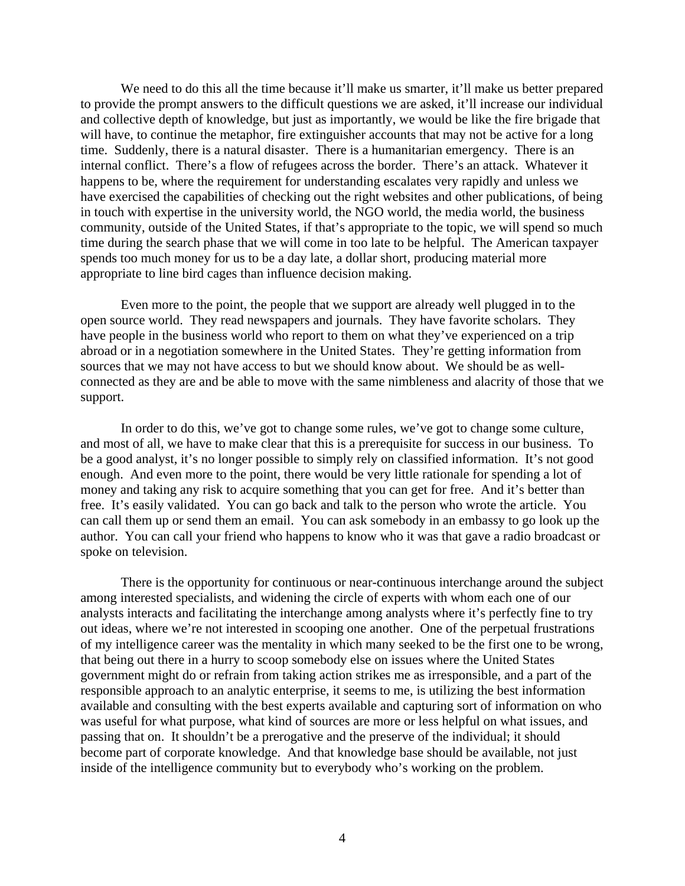We need to do this all the time because it'll make us smarter, it'll make us better prepared to provide the prompt answers to the difficult questions we are asked, it'll increase our individual and collective depth of knowledge, but just as importantly, we would be like the fire brigade that will have, to continue the metaphor, fire extinguisher accounts that may not be active for a long time. Suddenly, there is a natural disaster. There is a humanitarian emergency. There is an internal conflict. There's a flow of refugees across the border. There's an attack. Whatever it happens to be, where the requirement for understanding escalates very rapidly and unless we have exercised the capabilities of checking out the right websites and other publications, of being in touch with expertise in the university world, the NGO world, the media world, the business community, outside of the United States, if that's appropriate to the topic, we will spend so much time during the search phase that we will come in too late to be helpful. The American taxpayer spends too much money for us to be a day late, a dollar short, producing material more appropriate to line bird cages than influence decision making.

Even more to the point, the people that we support are already well plugged in to the open source world. They read newspapers and journals. They have favorite scholars. They have people in the business world who report to them on what they've experienced on a trip abroad or in a negotiation somewhere in the United States. They're getting information from sources that we may not have access to but we should know about. We should be as well-connected as they are and be able to move with the same nimbleness and alacrity of those that we support.

In order to do this, we've got to change some rules, we've got to change some culture, and most of all, we have to make clear that this is a prerequisite for success in our business. To be a good analyst, it's no longer possible to simply rely on classified information. It's not good enough. And even more to the point, there would be very little rationale for spending a lot of money and taking any risk to acquire something that you can get for free. And it's better than free. It's easily validated. You can go back and talk to the person who wrote the article. You can call them up or send them an email. You can ask somebody in an embassy to go look up the author. You can call your friend who happens to know who it was that gave a radio broadcast or spoke on television.

There is the opportunity for continuous or near-continuous interchange around the subject among interested specialists, and widening the circle of experts with whom each one of our analysts interacts and facilitating the interchange among analysts where it's perfectly fine to try out ideas, where we're not interested in scooping one another. One of the perpetual frustrations of my intelligence career was the mentality in which many seeked to be the first one to be wrong, that being out there in a hurry to scoop somebody else on issues where the United States government might do or refrain from taking action strikes me as irresponsible, and a part of the responsible approach to an analytic enterprise, it seems to me, is utilizing the best information available and consulting with the best experts available and capturing sort of information on who was useful for what purpose, what kind of sources are more or less helpful on what issues, and passing that on. It shouldn't be a prerogative and the preserve of the individual; it should become part of corporate knowledge. And that knowledge base should be available, not just inside of the intelligence community but to everybody who's working on the problem.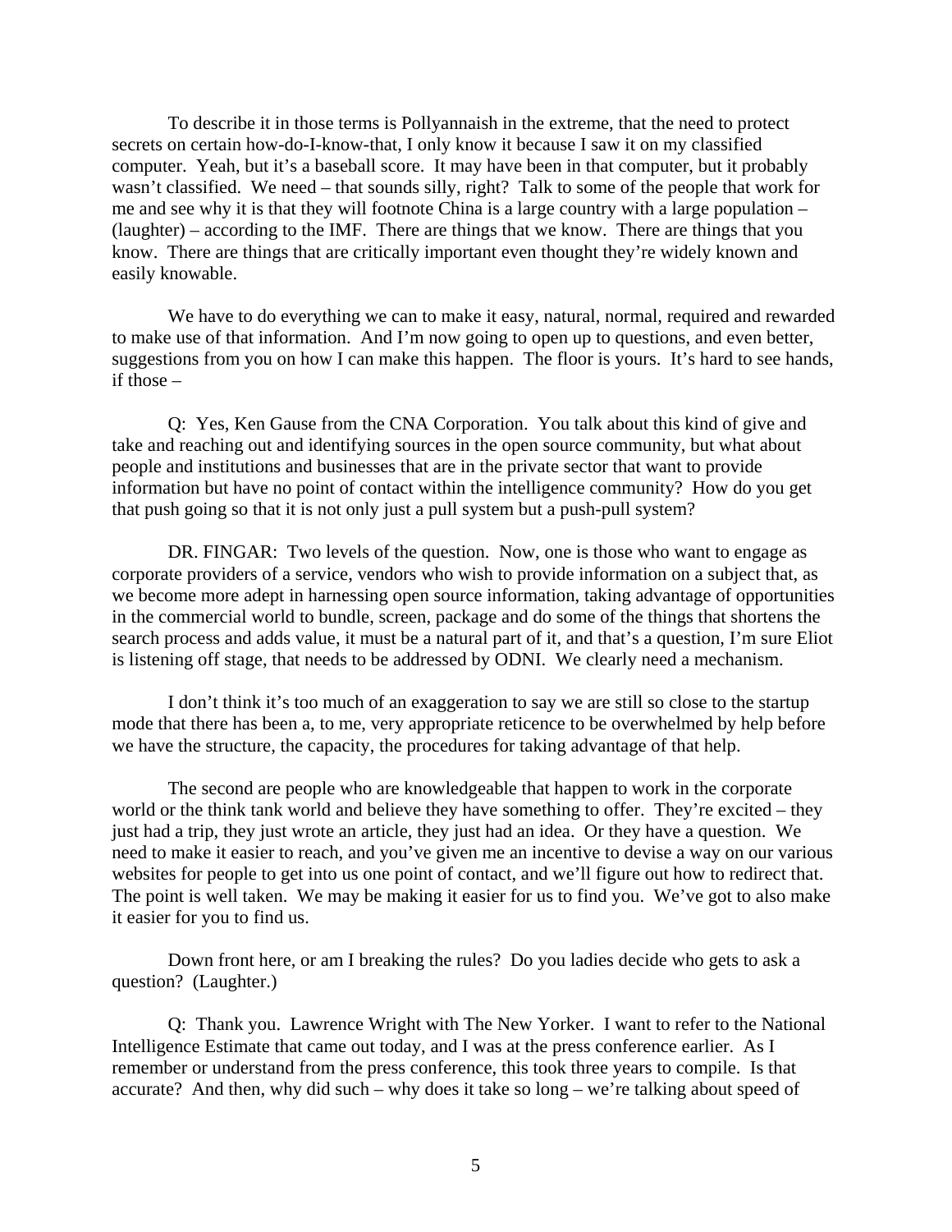To describe it in those terms is Pollyannaish in the extreme, that the need to protect secrets on certain how-do-I-know-that, I only know it because I saw it on my classified computer. Yeah, but it's a baseball score. It may have been in that computer, but it probably wasn't classified. We need – that sounds silly, right? Talk to some of the people that work for me and see why it is that they will footnote China is a large country with a large population – (laughter) – according to the IMF. There are things that we know. There are things that you know. There are things that are critically important even thought they're widely known and easily knowable.

We have to do everything we can to make it easy, natural, normal, required and rewarded to make use of that information. And I'm now going to open up to questions, and even better, suggestions from you on how I can make this happen. The floor is yours. It's hard to see hands, if those –

Q: Yes, Ken Gause from the CNA Corporation. You talk about this kind of give and take and reaching out and identifying sources in the open source community, but what about people and institutions and businesses that are in the private sector that want to provide information but have no point of contact within the intelligence community? How do you get that push going so that it is not only just a pull system but a push-pull system?

DR. FINGAR: Two levels of the question. Now, one is those who want to engage as corporate providers of a service, vendors who wish to provide information on a subject that, as we become more adept in harnessing open source information, taking advantage of opportunities in the commercial world to bundle, screen, package and do some of the things that shortens the search process and adds value, it must be a natural part of it, and that's a question, I'm sure Eliot is listening off stage, that needs to be addressed by ODNI. We clearly need a mechanism.

I don't think it's too much of an exaggeration to say we are still so close to the startup mode that there has been a, to me, very appropriate reticence to be overwhelmed by help before we have the structure, the capacity, the procedures for taking advantage of that help.

The second are people who are knowledgeable that happen to work in the corporate world or the think tank world and believe they have something to offer. They're excited – they just had a trip, they just wrote an article, they just had an idea. Or they have a question. We need to make it easier to reach, and you've given me an incentive to devise a way on our various websites for people to get into us one point of contact, and we'll figure out how to redirect that. The point is well taken. We may be making it easier for us to find you. We've got to also make it easier for you to find us.

Down front here, or am I breaking the rules? Do you ladies decide who gets to ask a question? (Laughter.)

Q: Thank you. Lawrence Wright with The New Yorker. I want to refer to the National Intelligence Estimate that came out today, and I was at the press conference earlier. As I remember or understand from the press conference, this took three years to compile. Is that accurate? And then, why did such – why does it take so long – we're talking about speed of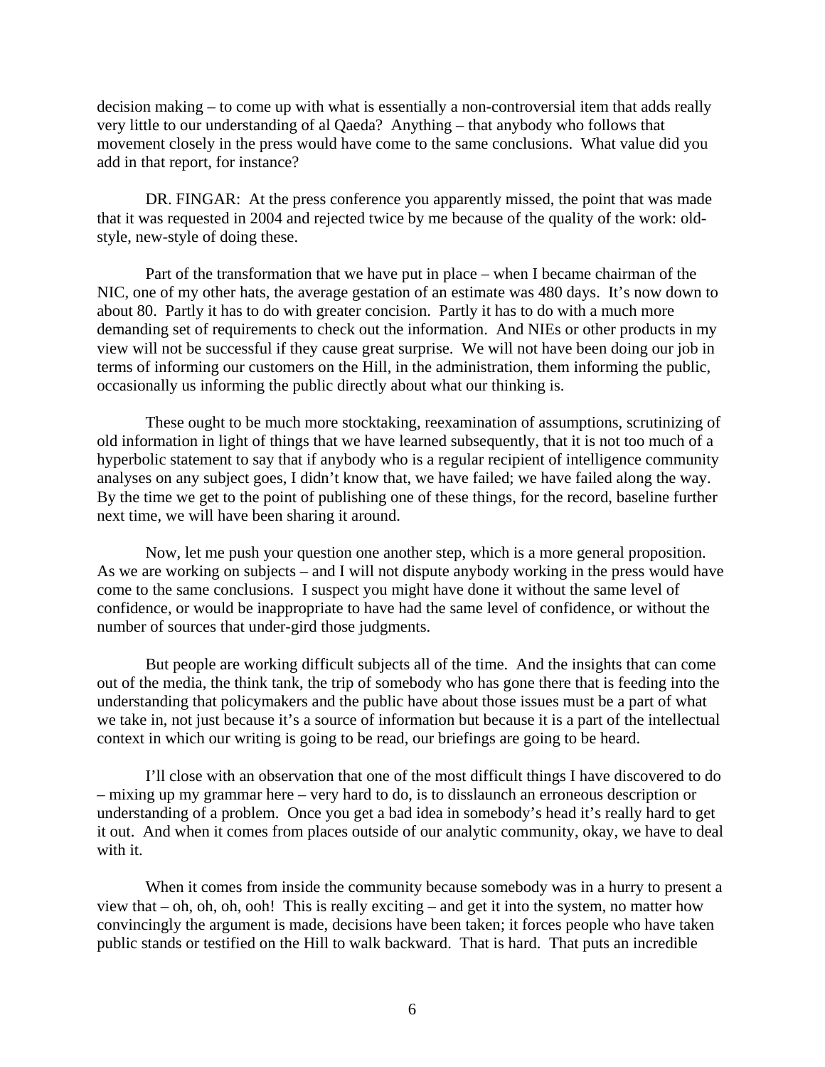decision making – to come up with what is essentially a non-controversial item that adds really very little to our understanding of al Qaeda? Anything – that anybody who follows that movement closely in the press would have come to the same conclusions. What value did you add in that report, for instance?

DR. FINGAR: At the press conference you apparently missed, the point that was made that it was requested in 2004 and rejected twice by me because of the quality of the work: old-style, new-style of doing these.

Part of the transformation that we have put in place – when I became chairman of the NIC, one of my other hats, the average gestation of an estimate was 480 days. It's now down to about 80. Partly it has to do with greater concision. Partly it has to do with a much more demanding set of requirements to check out the information. And NIEs or other products in my view will not be successful if they cause great surprise. We will not have been doing our job in terms of informing our customers on the Hill, in the administration, them informing the public, occasionally us informing the public directly about what our thinking is.

These ought to be much more stocktaking, reexamination of assumptions, scrutinizing of old information in light of things that we have learned subsequently, that it is not too much of a hyperbolic statement to say that if anybody who is a regular recipient of intelligence community analyses on any subject goes, I didn't know that, we have failed; we have failed along the way. By the time we get to the point of publishing one of these things, for the record, baseline further next time, we will have been sharing it around.

Now, let me push your question one another step, which is a more general proposition. As we are working on subjects – and I will not dispute anybody working in the press would have come to the same conclusions. I suspect you might have done it without the same level of confidence, or would be inappropriate to have had the same level of confidence, or without the number of sources that under-gird those judgments.

But people are working difficult subjects all of the time. And the insights that can come out of the media, the think tank, the trip of somebody who has gone there that is feeding into the understanding that policymakers and the public have about those issues must be a part of what we take in, not just because it's a source of information but because it is a part of the intellectual context in which our writing is going to be read, our briefings are going to be heard.

I'll close with an observation that one of the most difficult things I have discovered to do – mixing up my grammar here – very hard to do, is to disslaunch an erroneous description or understanding of a problem. Once you get a bad idea in somebody's head it's really hard to get it out. And when it comes from places outside of our analytic community, okay, we have to deal with it.

When it comes from inside the community because somebody was in a hurry to present a view that – oh, oh, oh, ooh! This is really exciting – and get it into the system, no matter how convincingly the argument is made, decisions have been taken; it forces people who have taken public stands or testified on the Hill to walk backward. That is hard. That puts an incredible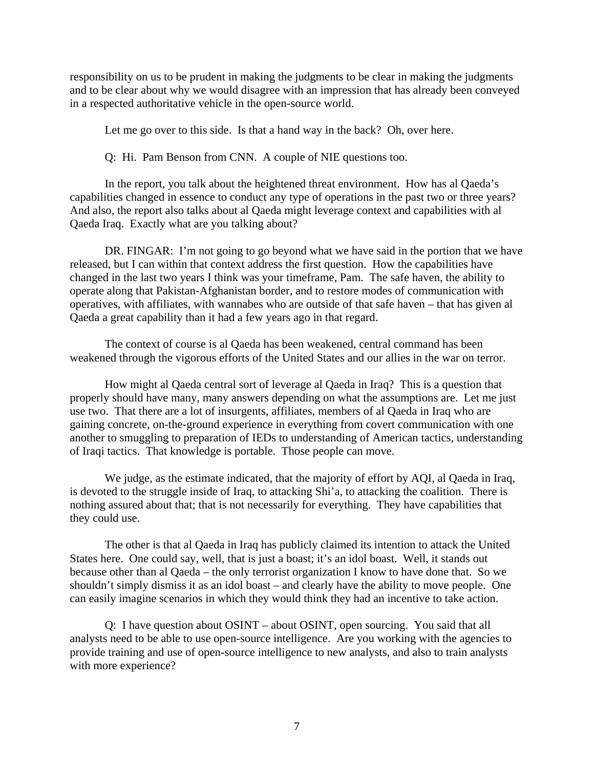responsibility on us to be prudent in making the judgments to be clear in making the judgments and to be clear about why we would disagree with an impression that has already been conveyed in a respected authoritative vehicle in the open-source world.

Let me go over to this side. Is that a hand way in the back? Oh, over here.

Q: Hi. Pam Benson from CNN. A couple of NIE questions too.

In the report, you talk about the heightened threat environment. How has al Qaeda's capabilities changed in essence to conduct any type of operations in the past two or three years? And also, the report also talks about al Qaeda might leverage context and capabilities with al Qaeda Iraq. Exactly what are you talking about?

DR. FINGAR: I'm not going to go beyond what we have said in the portion that we have released, but I can within that context address the first question. How the capabilities have changed in the last two years I think was your timeframe, Pam. The safe haven, the ability to operate along that Pakistan-Afghanistan border, and to restore modes of communication with operatives, with affiliates, with wannabes who are outside of that safe haven – that has given al Qaeda a great capability than it had a few years ago in that regard.

The context of course is al Qaeda has been weakened, central command has been weakened through the vigorous efforts of the United States and our allies in the war on terror.

How might al Qaeda central sort of leverage al Qaeda in Iraq? This is a question that properly should have many, many answers depending on what the assumptions are. Let me just use two. That there are a lot of insurgents, affiliates, members of al Qaeda in Iraq who are gaining concrete, on-the-ground experience in everything from covert communication with one another to smuggling to preparation of IEDs to understanding of American tactics, understanding of Iraqi tactics. That knowledge is portable. Those people can move.

We judge, as the estimate indicated, that the majority of effort by AQI, al Qaeda in Iraq, is devoted to the struggle inside of Iraq, to attacking Shi'a, to attacking the coalition. There is nothing assured about that; that is not necessarily for everything. They have capabilities that they could use.

The other is that al Qaeda in Iraq has publicly claimed its intention to attack the United States here. One could say, well, that is just a boast; it's an idol boast. Well, it stands out because other than al Qaeda – the only terrorist organization I know to have done that. So we shouldn't simply dismiss it as an idol boast – and clearly have the ability to move people. One can easily imagine scenarios in which they would think they had an incentive to take action.

Q: I have question about OSINT – about OSINT, open sourcing. You said that all analysts need to be able to use open-source intelligence. Are you working with the agencies to provide training and use of open-source intelligence to new analysts, and also to train analysts with more experience?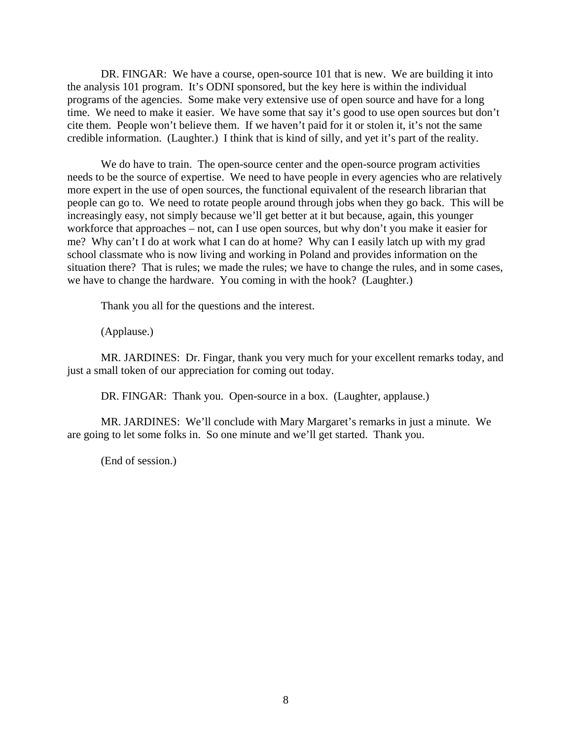DR. FINGAR: We have a course, open-source 101 that is new. We are building it into the analysis 101 program. It's ODNI sponsored, but the key here is within the individual programs of the agencies. Some make very extensive use of open source and have for a long time. We need to make it easier. We have some that say it's good to use open sources but don't cite them. People won't believe them. If we haven't paid for it or stolen it, it's not the same credible information. (Laughter.) I think that is kind of silly, and yet it's part of the reality.

We do have to train. The open-source center and the open-source program activities needs to be the source of expertise. We need to have people in every agencies who are relatively more expert in the use of open sources, the functional equivalent of the research librarian that people can go to. We need to rotate people around through jobs when they go back. This will be increasingly easy, not simply because we'll get better at it but because, again, this younger workforce that approaches – not, can I use open sources, but why don't you make it easier for me? Why can't I do at work what I can do at home? Why can I easily latch up with my grad school classmate who is now living and working in Poland and provides information on the situation there? That is rules; we made the rules; we have to change the rules, and in some cases, we have to change the hardware. You coming in with the hook? (Laughter.)

Thank you all for the questions and the interest.

(Applause.)

MR. JARDINES: Dr. Fingar, thank you very much for your excellent remarks today, and just a small token of our appreciation for coming out today.

DR. FINGAR: Thank you. Open-source in a box. (Laughter, applause.)

MR. JARDINES: We'll conclude with Mary Margaret's remarks in just a minute. We are going to let some folks in. So one minute and we'll get started. Thank you.

(End of session.)